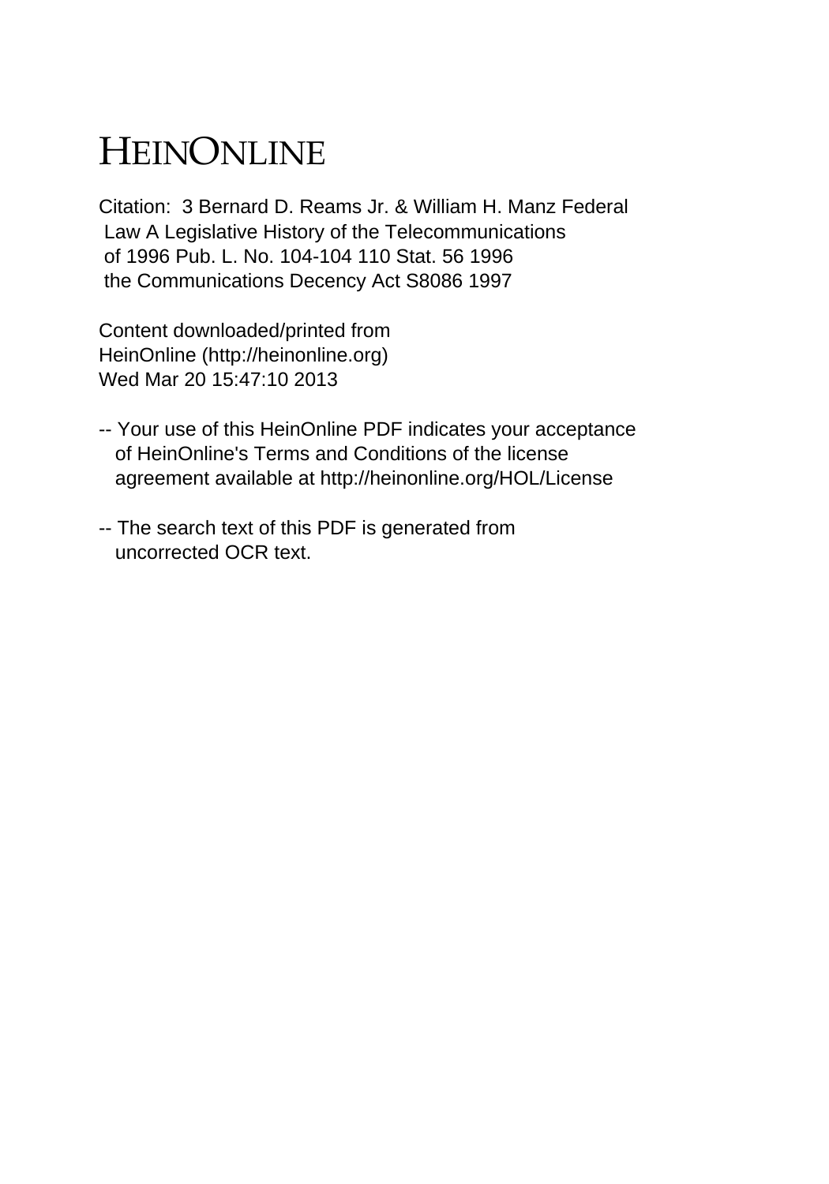# HEINONLINE

Citation: 3 Bernard D. Reams Jr. & William H. Manz Federal Law A Legislative History of the Telecommunications of 1996 Pub. L. No. 104-104 110 Stat. 56 1996 the Communications Decency Act S8086 1997

Content downloaded/printed from HeinOnline (http://heinonline.org)
Wed Mar 20 15:47:10 2013

-- Your use of this HeinOnline PDF indicates your acceptance of HeinOnline's Terms and Conditions of the license agreement available at http://heinonline.org/HOL/License

-- The search text of this PDF is generated from uncorrected OCR text.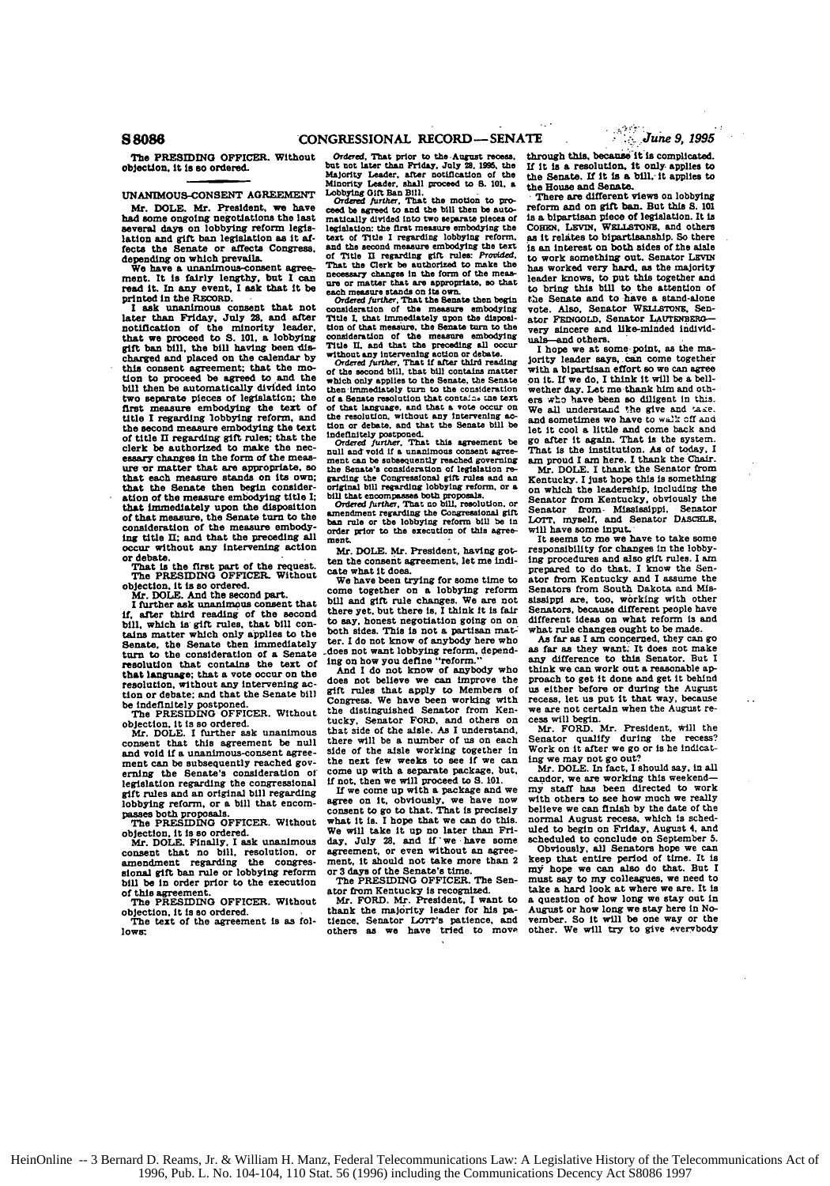The PRESIDING OFFICER. Without objection, it is so ordered.

## UNANIMOUS-CONSENT AGREEMENT

Mr. DOLE. Mr. President, we have had some ongoing negotiations the last several days on lobbying reform legislation and gift ban legislation as it affects the Senate or affects Congress, depending on which prevails.

We have a unanimous-consent agreement. It is fairly lengthy, but I can read it. In any event, I ask that it be printed in the RECORD.

I ask unanimous consent that not later than Friday, July 28, and after notification of the minority leader, that we proceed to S. 101, a lobbying gift ban bill, the bill having been discharged and placed on the calendar by this consent agreement; that the motion to proceed be agreed to and the bill then be automatically divided into two separate pieces of legislation; the first measure embodying the text of title I regarding lobbying reform, and the second measure embodying the text of title II regarding gift rules; that the clerk be authorized to make the necessary changes in the form of the measure or matter that are appropriate, so that each measure stands on its own; that the Senate then begin consideration of the measure embodying title I; that immediately upon the disposition of that measure, the Senate turn to the consideration of the measure embodying title II; and that the preceding all occur without any intervening action or debate.

That is the first part of the request.

The PRESIDING OFFICER. Without objection, it is so ordered.

Mr. DOLE. And the second part.

I further ask unanimous consent that if, after third reading of the second bill, which is gift rules, that bill contains matter which only applies to the Senate, the Senate then immediately turn to the consideration of a Senate resolution that contains the text of that language; that a vote occur on the resolution, without any intervening action or debate; and that the Senate bill be indefinitely postponed.

The PRESIDING OFFICER. Without objection, it is so ordered.

Mr. DOLE. I further ask unanimous consent that this agreement be null and void if a unanimous-consent agreement can be subsequently reached governing the Senate's consideration of legislation regarding the congressional gift rules and an original bill regarding lobbying reform, or a bill that encompasses both proposals.

The PRESIDING OFFICER. Without objection, it is so ordered.

Mr. DOLE. Finally, I ask unanimous consent that no bill, resolution, or amendment regarding the congressional gift ban rule or lobbying reform bill be in order prior to the execution of this agreement.

The PRESIDING OFFICER. Without objection, it is so ordered.

The text of the agreement is as follows:

*Ordered*, That prior to the August recess, but not later than Friday, July 28, 1995, the Majority Leader, after notification of the Minority Leader, shall proceed to S. 101, a Lobbying Gift Ban Bill.

*Ordered further*, That the motion to proceed be agreed to and the bill then be automatically divided into two separate pieces of legislation: the first measure embodying the text of Title I regarding lobbying reform, and the second measure embodying the text of Title II regarding gift rules: *Provided*, That the Clerk be authorized to make the necessary changes in the form of the measure or matter that are appropriate, so that each measure stands on its own.

*Ordered further*, That the Senate then begin consideration of the measure embodying Title I, that immediately upon the disposition of that measure, the Senate turn to the consideration of the measure embodying Title II, and that the preceding all occur without any intervening action or debate.

*Ordered further*, That if after third reading of the second bill, that bill contains matter which only applies to the Senate, the Senate then immediately turn to the consideration of a Senate resolution that contains the text of that language, and that a vote occur on the resolution, without any intervening action or debate, and that the Senate bill be indefinitely postponed.

*Ordered further*, That this agreement be null and void if a unanimous consent agreement can be subsequently reached governing the Senate's consideration of legislation regarding the Congressional gift rules and an original bill regarding lobbying reform, or a bill that encompasses both proposals.

*Ordered further*, That no bill, resolution, or amendment regarding the Congressional gift ban rule or the lobbying reform bill be in order prior to the execution of this agreement.

Mr. DOLE. Mr. President, having gotten the consent agreement, let me indicate what it does.

We have been trying for some time to come together on a lobbying reform bill and gift rule changes. We are not there yet, but there is, I think it is fair to say, honest negotiation going on on both sides. This is not a partisan matter. I do not know of anybody here who does not want lobbying reform, depending on how you define "reform."

And I do not know of anybody who does not believe we can improve the gift rules that apply to Members of Congress. We have been working with the distinguished Senator from Kentucky, Senator FORD, and others on that side of the aisle. As I understand, there will be a number of us on each side of the aisle working together in the next few weeks to see if we can come up with a separate package, but, if not, then we will proceed to S. 101.

If we come up with a package and we agree on it, obviously, we have now consent to go to that. That is precisely what it is. I hope that we can do this. We will take it up no later than Friday, July 28, and if we have some agreement, or even without an agreement, it should not take more than 2 or 3 days of the Senate's time.

The PRESIDING OFFICER. The Senator from Kentucky is recognized.

Mr. FORD. Mr. President, I want to thank the majority leader for his patience, Senator LOTT's patience, and others as we have tried to move through this, because it is complicated. If it is a resolution, it only applies to the Senate. If it is a bill, it applies to the House and Senate.

There are different views on lobbying reform and on gift ban. But this S. 101 is a bipartisan piece of legislation. It is COHEN, LEVIN, WELLSTONE, and others as it relates to bipartisanship. So there is an interest on both sides of the aisle to work something out. Senator LEVIN has worked very hard, as the majority leader knows, to put this together and to bring this bill to the attention of the Senate and to have a stand-alone vote. Also, Senator WELLSTONE, Senator FEINGOLD, Senator LAUTENBERG—very sincere and like-minded individuals—and others.

I hope we at some point, as the majority leader says, can come together with a bipartisan effort so we can agree on it. If we do, I think it will be a bellwether day. Let me thank him and others who have been so diligent in this. We all understand the give and take, and sometimes we have to walk off and let it cool a little and come back and go after it again. That is the system. That is the institution. As of today, I am proud I am here. I thank the Chair.

Mr. DOLE. I thank the Senator from Kentucky. I just hope this is something on which the leadership, including the Senator from Kentucky, obviously the Senator from Mississippi, Senator LOTT, myself, and Senator DASCHLE, will have some input.

It seems to me we have to take some responsibility for changes in the lobbying procedures and also gift rules. I am prepared to do that. I know the Senator from Kentucky and I assume the Senators from South Dakota and Mississippi are, too, working with other Senators, because different people have different ideas on what reform is and what rule changes ought to be made.

As far as I am concerned, they can go as far as they want. It does not make any difference to this Senator. But I think we can work out a reasonable approach to get it done and get it behind us either before or during the August recess, let us put it that way, because we are not certain when the August recess will begin.

Mr. FORD. Mr. President, will the Senator qualify during the recess? Work on it after we go or is he indicating we may not go out?

Mr. DOLE. In fact, I should say, in all candor, we are working this weekend—my staff has been directed to work with others to see how much we really believe we can finish by the date of the normal August recess, which is scheduled to begin on Friday, August 4, and scheduled to conclude on September 5.

Obviously, all Senators hope we can keep that entire period of time. It is my hope we can also do that. But I must say to my colleagues, we need to take a hard look at where we are. It is a question of how long we stay out in August or how long we stay here in November. So it will be one way or the other. We will try to give everybody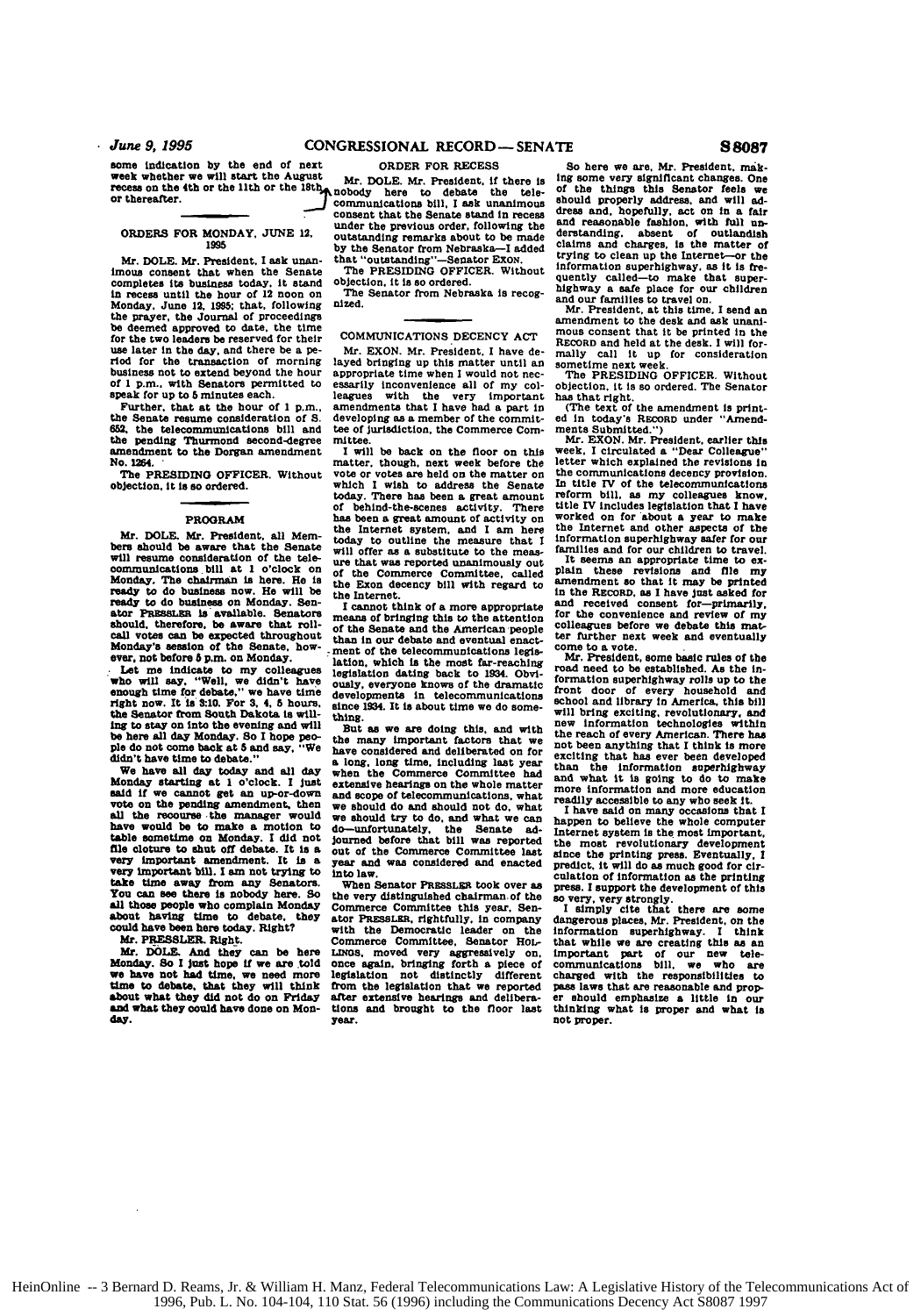some indication by the end of next week whether we will start the August recess on the 4th or the 11th or the 18th or thereafter.

## ORDERS FOR MONDAY, JUNE 12, 1995

Mr. DOLE. Mr. President, I ask unanimous consent that when the Senate completes its business today, it stand in recess until the hour of 12 noon on Monday, June 12, 1995; that, following the prayer, the Journal of proceedings be deemed approved to date, the time for the two leaders be reserved for their use later in the day, and there be a period for the transaction of morning business not to extend beyond the hour of 1 p.m., with Senators permitted to speak for up to 5 minutes each.

Further, that at the hour of 1 p.m., the Senate resume consideration of S. 652, the telecommunications bill and the pending Thurmond second-degree amendment to the Dorgan amendment No. 1264.

The PRESIDING OFFICER. Without objection, it is so ordered.

## PROGRAM

Mr. DOLE. Mr. President, all Members should be aware that the Senate will resume consideration of the telecommunications bill at 1 o'clock on Monday. The chairman is here. He is ready to do business now. He will be ready to do business on Monday. Senator PRESSLER is available. Senators should, therefore, be aware that rollcall votes can be expected throughout Monday's session of the Senate, however, not before 5 p.m. on Monday.

Let me indicate to my colleagues who will say, "Well, we didn't have enough time for debate," we have time right now. It is 3:10. For 3, 4, 5 hours, the Senator from South Dakota is willing to stay on into the evening and will be here all day Monday. So I hope people do not come back at 5 and say, "We didn't have time to debate."

We have all day today and all day Monday starting at 1 o'clock. I just said if we cannot get an up-or-down vote on the pending amendment, then all the recourse the manager would have would be to make a motion to table sometime on Monday. I did not file cloture to shut off debate. It is a very important amendment. It is a very important bill. I am not trying to take time away from any Senators. You can see there is nobody here. So all those people who complain Monday about having time to debate, they could have been here today. Right?

Mr. PRESSLER. Right.

Mr. DOLE. And they can be here Monday. So I just hope if we are told we have not had time, we need more time to debate, that they will still think about what they did not do on Friday and what they could have done on Monday.

## ORDER FOR RECESS

Mr. DOLE. Mr. President, if there is nobody here to debate the telecommunications bill, I ask unanimous consent that the Senate stand in recess under the previous order, following the outstanding remarks about to be made by the Senator from Nebraska—I added that "outstanding"—Senator EXON.

The PRESIDING OFFICER. Without objection, it is so ordered.

The Senator from Nebraska is recognized.

## COMMUNICATIONS DECENCY ACT

Mr. EXON. Mr. President, I have delayed bringing up this matter until an appropriate time when I would not necessarily inconvenience all of my colleagues with the very important amendments that I have had a part in developing as a member of the committee of jurisdiction, the Commerce Committee.

I will be back on the floor on this matter, though, next week before the vote or votes are held on the matter on which I wish to address the Senate today. There has been a great amount of behind-the-scenes activity. There has been a great amount of activity on the Internet system, and I am here today to outline the measure that I will offer as a substitute to the measure that was reported unanimously out of the Commerce Committee, called the Exon decency bill with regard to the Internet.

I cannot think of a more appropriate means of bringing this to the attention of the Senate and the American people than in our debate and eventual enactment of the telecommunications legislation, which is the most far-reaching legislation dating back to 1934. Obviously, everyone knows of the dramatic developments in telecommunications since 1934. It is about time we do something.

But as we are doing this, and with the many important factors that we have considered and deliberated on for a long, long time, including last year when the Commerce Committee had extensive hearings on the whole matter and scope of telecommunications, what we should do and should not do, what we should try to do, and what we can do—unfortunately, the Senate adjourned before that bill was reported out of the Commerce Committee last year and was considered and enacted into law.

When Senator PRESSLER took over as the very distinguished chairman of the Commerce Committee this year, Senator PRESSLER, rightfully, in company with the Democratic leader on the Commerce Committee, Senator HOLLINGS, moved very aggressively on, once again, bringing forth a piece of legislation not distinctly different from the legislation that we reported after extensive hearings and deliberations and brought to the floor last year.

So here we are, Mr. President, making some very significant changes. One of the things this Senator feels we should properly address, and will address and, hopefully, act on in a fair and reasonable fashion, with full understanding, absent of outlandish claims and charges, is the matter of trying to clean up the Internet—or the information superhighway, as it is frequently called—to make that superhighway a safe place for our children and our families to travel on.

Mr. President, at this time, I send an amendment to the desk and ask unanimous consent that it be printed in the RECORD and held at the desk. I will formally call it up for consideration sometime next week.

The PRESIDING OFFICER. Without objection, it is so ordered. The Senator has that right.

(The text of the amendment is printed in today's RECORD under "Amendments Submitted.")

Mr. EXON. Mr. President, earlier this week, I circulated a "Dear Colleague" letter which explained the revisions in the communications decency provision. In title IV of the telecommunications reform bill, as my colleagues know, title IV includes legislation that I have worked on for about a year to make the Internet and other aspects of the information superhighway safer for our families and for our children to travel.

It seems an appropriate time to explain these revisions and file my amendment so that it may be printed in the RECORD, as I have just asked for and received consent for—primarily, for the convenience and review of my colleagues before we debate this matter further next week and eventually come to a vote.

Mr. President, some basic rules of the road need to be established. As the information superhighway rolls up to the front door of every household and school and library in America, this bill will bring exciting, revolutionary, and new information technologies within the reach of every American. There has not been anything that I think is more exciting that has ever been developed than the information superhighway and what it is going to do to make more information and more education readily accessible to any who seek it.

I have said on many occasions that I happen to believe the whole computer Internet system is the most important, the most revolutionary development since the printing press. Eventually, I predict, it will do as much good for circulation of information as the printing press. I support the development of this so very, very strongly.

I simply cite that there are some dangerous places, Mr. President, on the information superhighway. I think that while we are creating this as an important part of our new telecommunications bill, we who are charged with the responsibilities to pass laws that are reasonable and proper should emphasize a little in our thinking what is proper and what is not proper.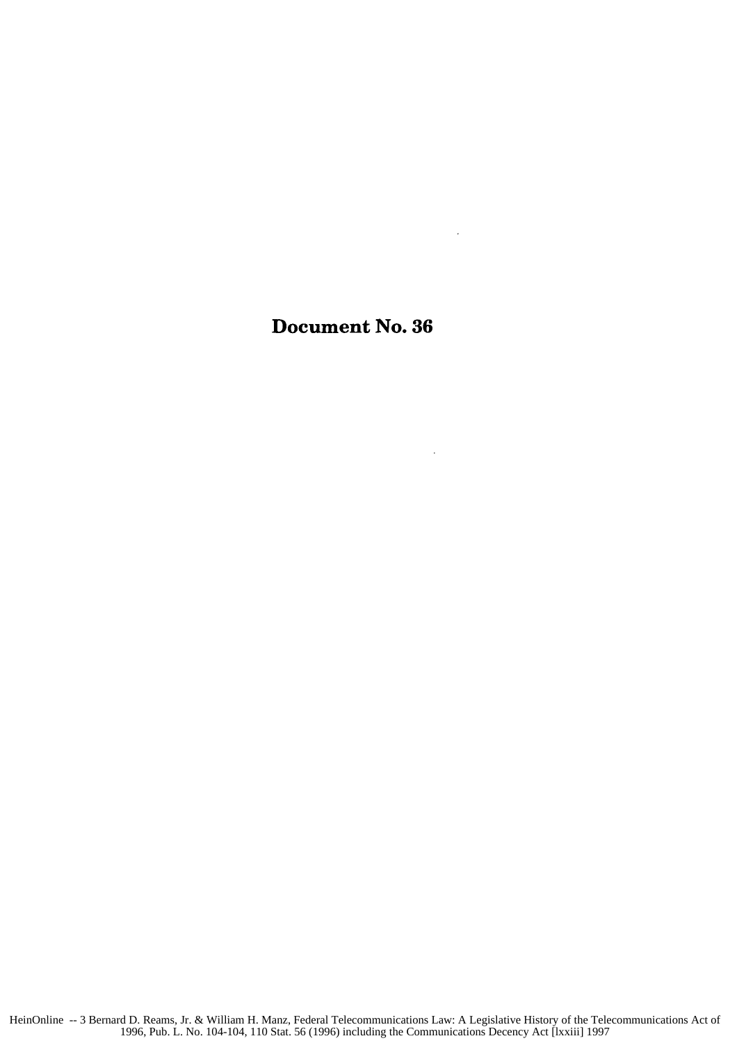# Document No. 36